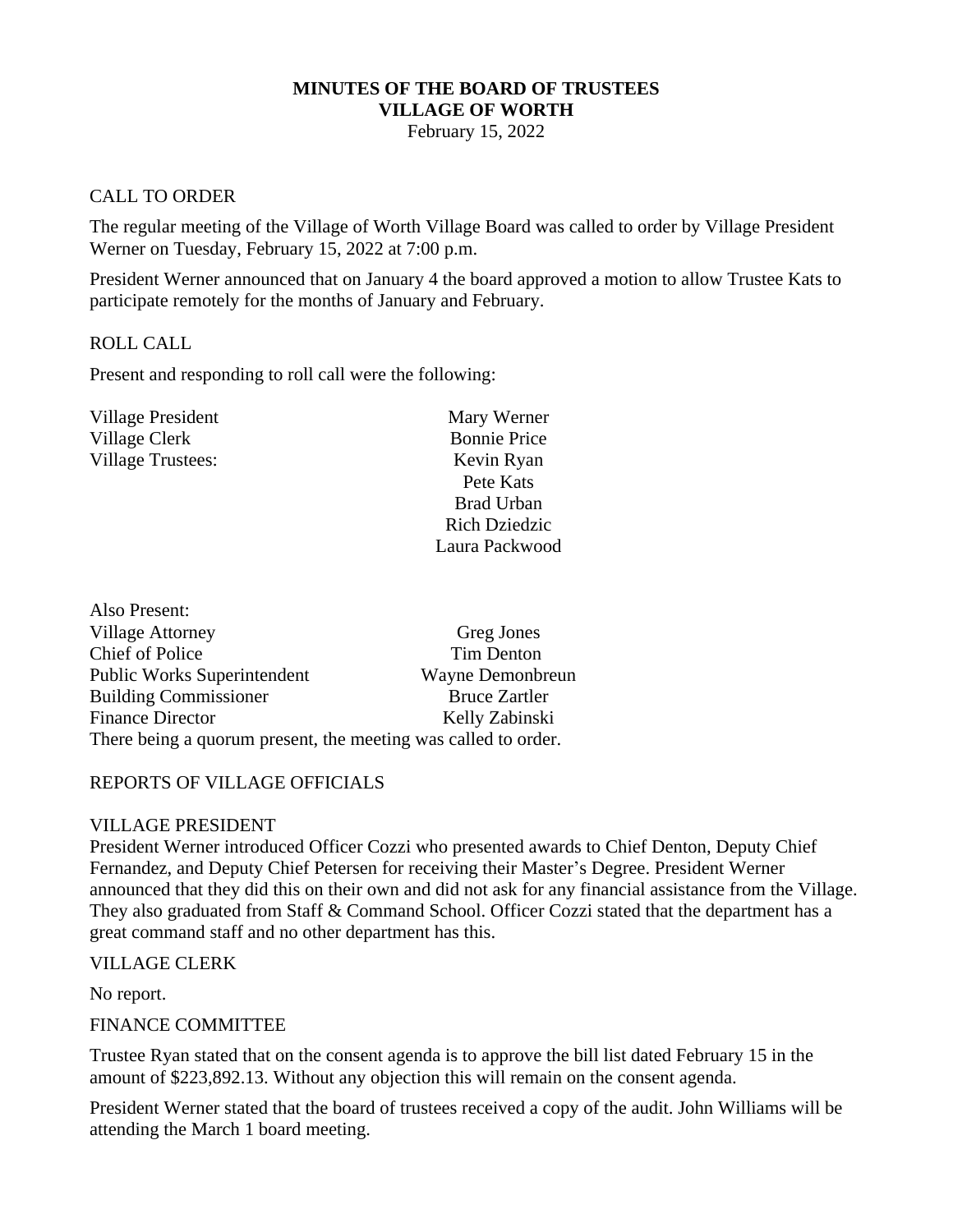**MINUTES OF THE BOARD OF TRUSTEES**
**VILLAGE OF WORTH**
February 15, 2022

CALL TO ORDER

The regular meeting of the Village of Worth Village Board was called to order by Village President Werner on Tuesday, February 15, 2022 at 7:00 p.m.

President Werner announced that on January 4 the board approved a motion to allow Trustee Kats to participate remotely for the months of January and February.

ROLL CALL

Present and responding to roll call were the following:

| | |
|---|---|
| Village President | Mary Werner |
| Village Clerk | Bonnie Price |
| Village Trustees: | Kevin Ryan |
| | Pete Kats |
| | Brad Urban |
| | Rich Dziedzic |
| | Laura Packwood |

Also Present:

| | |
|---|---|
| Village Attorney | Greg Jones |
| Chief of Police | Tim Denton |
| Public Works Superintendent | Wayne Demonbreun |
| Building Commissioner | Bruce Zartler |
| Finance Director | Kelly Zabinski |

There being a quorum present, the meeting was called to order.

REPORTS OF VILLAGE OFFICIALS

VILLAGE PRESIDENT

President Werner introduced Officer Cozzi who presented awards to Chief Denton, Deputy Chief Fernandez, and Deputy Chief Petersen for receiving their Master's Degree. President Werner announced that they did this on their own and did not ask for any financial assistance from the Village. They also graduated from Staff & Command School. Officer Cozzi stated that the department has a great command staff and no other department has this.

VILLAGE CLERK

No report.

FINANCE COMMITTEE

Trustee Ryan stated that on the consent agenda is to approve the bill list dated February 15 in the amount of $223,892.13. Without any objection this will remain on the consent agenda.

President Werner stated that the board of trustees received a copy of the audit. John Williams will be attending the March 1 board meeting.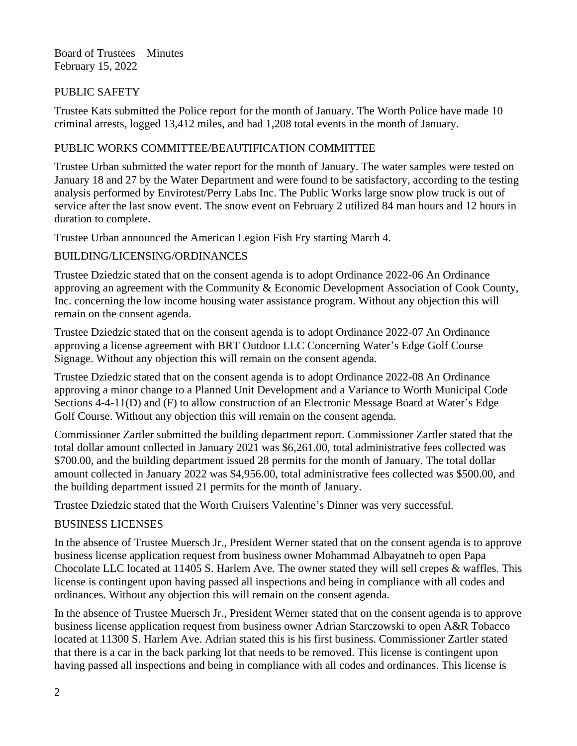Board of Trustees – Minutes
February 15, 2022

## PUBLIC SAFETY

Trustee Kats submitted the Police report for the month of January. The Worth Police have made 10 criminal arrests, logged 13,412 miles, and had 1,208 total events in the month of January.

## PUBLIC WORKS COMMITTEE/BEAUTIFICATION COMMITTEE

Trustee Urban submitted the water report for the month of January. The water samples were tested on January 18 and 27 by the Water Department and were found to be satisfactory, according to the testing analysis performed by Envirotest/Perry Labs Inc. The Public Works large snow plow truck is out of service after the last snow event. The snow event on February 2 utilized 84 man hours and 12 hours in duration to complete.

Trustee Urban announced the American Legion Fish Fry starting March 4.

## BUILDING/LICENSING/ORDINANCES

Trustee Dziedzic stated that on the consent agenda is to adopt Ordinance 2022-06 An Ordinance approving an agreement with the Community & Economic Development Association of Cook County, Inc. concerning the low income housing water assistance program. Without any objection this will remain on the consent agenda.

Trustee Dziedzic stated that on the consent agenda is to adopt Ordinance 2022-07 An Ordinance approving a license agreement with BRT Outdoor LLC Concerning Water's Edge Golf Course Signage. Without any objection this will remain on the consent agenda.

Trustee Dziedzic stated that on the consent agenda is to adopt Ordinance 2022-08 An Ordinance approving a minor change to a Planned Unit Development and a Variance to Worth Municipal Code Sections 4-4-11(D) and (F) to allow construction of an Electronic Message Board at Water's Edge Golf Course. Without any objection this will remain on the consent agenda.

Commissioner Zartler submitted the building department report. Commissioner Zartler stated that the total dollar amount collected in January 2021 was $6,261.00, total administrative fees collected was $700.00, and the building department issued 28 permits for the month of January. The total dollar amount collected in January 2022 was $4,956.00, total administrative fees collected was $500.00, and the building department issued 21 permits for the month of January.

Trustee Dziedzic stated that the Worth Cruisers Valentine's Dinner was very successful.

## BUSINESS LICENSES

In the absence of Trustee Muersch Jr., President Werner stated that on the consent agenda is to approve business license application request from business owner Mohammad Albayatneh to open Papa Chocolate LLC located at 11405 S. Harlem Ave. The owner stated they will sell crepes & waffles. This license is contingent upon having passed all inspections and being in compliance with all codes and ordinances. Without any objection this will remain on the consent agenda.

In the absence of Trustee Muersch Jr., President Werner stated that on the consent agenda is to approve business license application request from business owner Adrian Starczowski to open A&R Tobacco located at 11300 S. Harlem Ave. Adrian stated this is his first business. Commissioner Zartler stated that there is a car in the back parking lot that needs to be removed. This license is contingent upon having passed all inspections and being in compliance with all codes and ordinances. This license is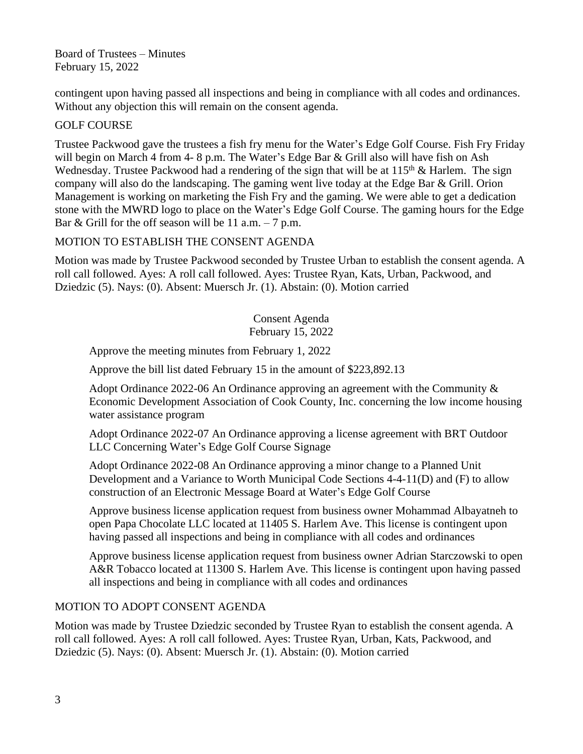contingent upon having passed all inspections and being in compliance with all codes and ordinances. Without any objection this will remain on the consent agenda.

GOLF COURSE

Trustee Packwood gave the trustees a fish fry menu for the Water's Edge Golf Course. Fish Fry Friday will begin on March 4 from 4- 8 p.m. The Water's Edge Bar & Grill also will have fish on Ash Wednesday. Trustee Packwood had a rendering of the sign that will be at 115th & Harlem. The sign company will also do the landscaping. The gaming went live today at the Edge Bar & Grill. Orion Management is working on marketing the Fish Fry and the gaming. We were able to get a dedication stone with the MWRD logo to place on the Water's Edge Golf Course. The gaming hours for the Edge Bar & Grill for the off season will be 11 a.m. – 7 p.m.

MOTION TO ESTABLISH THE CONSENT AGENDA

Motion was made by Trustee Packwood seconded by Trustee Urban to establish the consent agenda. A roll call followed. Ayes: A roll call followed. Ayes: Trustee Ryan, Kats, Urban, Packwood, and Dziedzic (5). Nays: (0). Absent: Muersch Jr. (1). Abstain: (0). Motion carried

Consent Agenda
February 15, 2022

Approve the meeting minutes from February 1, 2022

Approve the bill list dated February 15 in the amount of $223,892.13

Adopt Ordinance 2022-06 An Ordinance approving an agreement with the Community & Economic Development Association of Cook County, Inc. concerning the low income housing water assistance program

Adopt Ordinance 2022-07 An Ordinance approving a license agreement with BRT Outdoor LLC Concerning Water's Edge Golf Course Signage

Adopt Ordinance 2022-08 An Ordinance approving a minor change to a Planned Unit Development and a Variance to Worth Municipal Code Sections 4-4-11(D) and (F) to allow construction of an Electronic Message Board at Water's Edge Golf Course

Approve business license application request from business owner Mohammad Albayatneh to open Papa Chocolate LLC located at 11405 S. Harlem Ave. This license is contingent upon having passed all inspections and being in compliance with all codes and ordinances

Approve business license application request from business owner Adrian Starczowski to open A&R Tobacco located at 11300 S. Harlem Ave. This license is contingent upon having passed all inspections and being in compliance with all codes and ordinances

MOTION TO ADOPT CONSENT AGENDA

Motion was made by Trustee Dziedzic seconded by Trustee Ryan to establish the consent agenda. A roll call followed. Ayes: A roll call followed. Ayes: Trustee Ryan, Urban, Kats, Packwood, and Dziedzic (5). Nays: (0). Absent: Muersch Jr. (1). Abstain: (0). Motion carried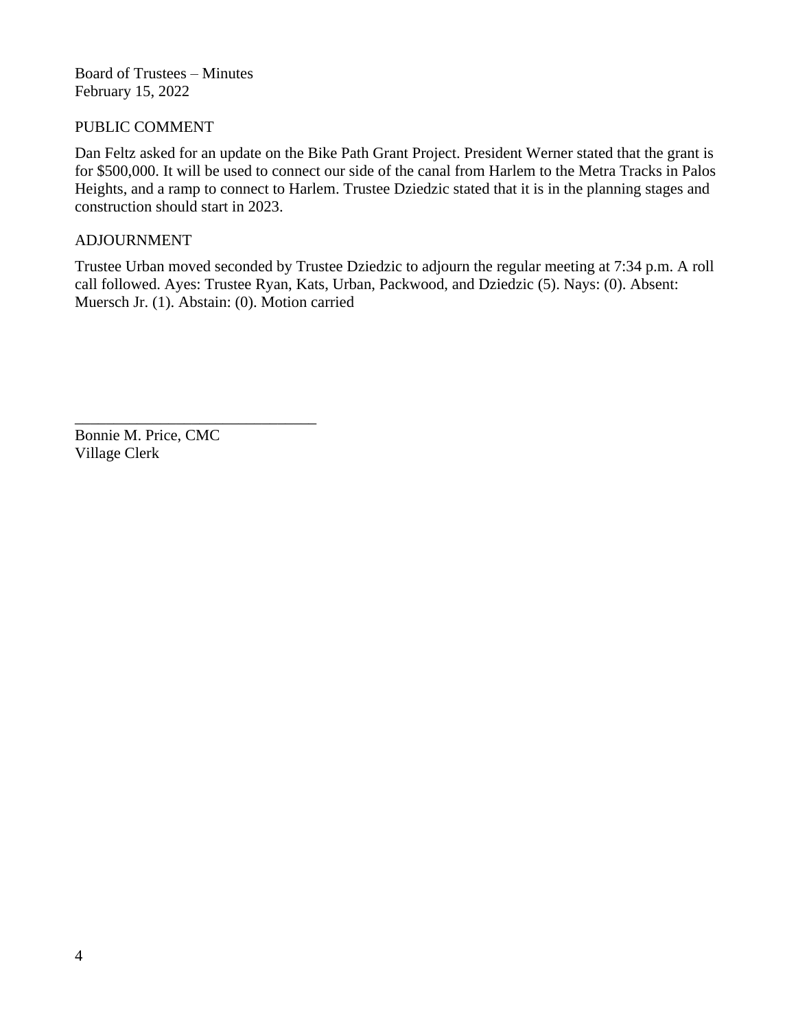PUBLIC COMMENT

Dan Feltz asked for an update on the Bike Path Grant Project. President Werner stated that the grant is for $500,000. It will be used to connect our side of the canal from Harlem to the Metra Tracks in Palos Heights, and a ramp to connect to Harlem. Trustee Dziedzic stated that it is in the planning stages and construction should start in 2023.

ADJOURNMENT

Trustee Urban moved seconded by Trustee Dziedzic to adjourn the regular meeting at 7:34 p.m. A roll call followed. Ayes: Trustee Ryan, Kats, Urban, Packwood, and Dziedzic (5). Nays: (0). Absent: Muersch Jr. (1). Abstain: (0). Motion carried

_______________________________
Bonnie M. Price, CMC
Village Clerk